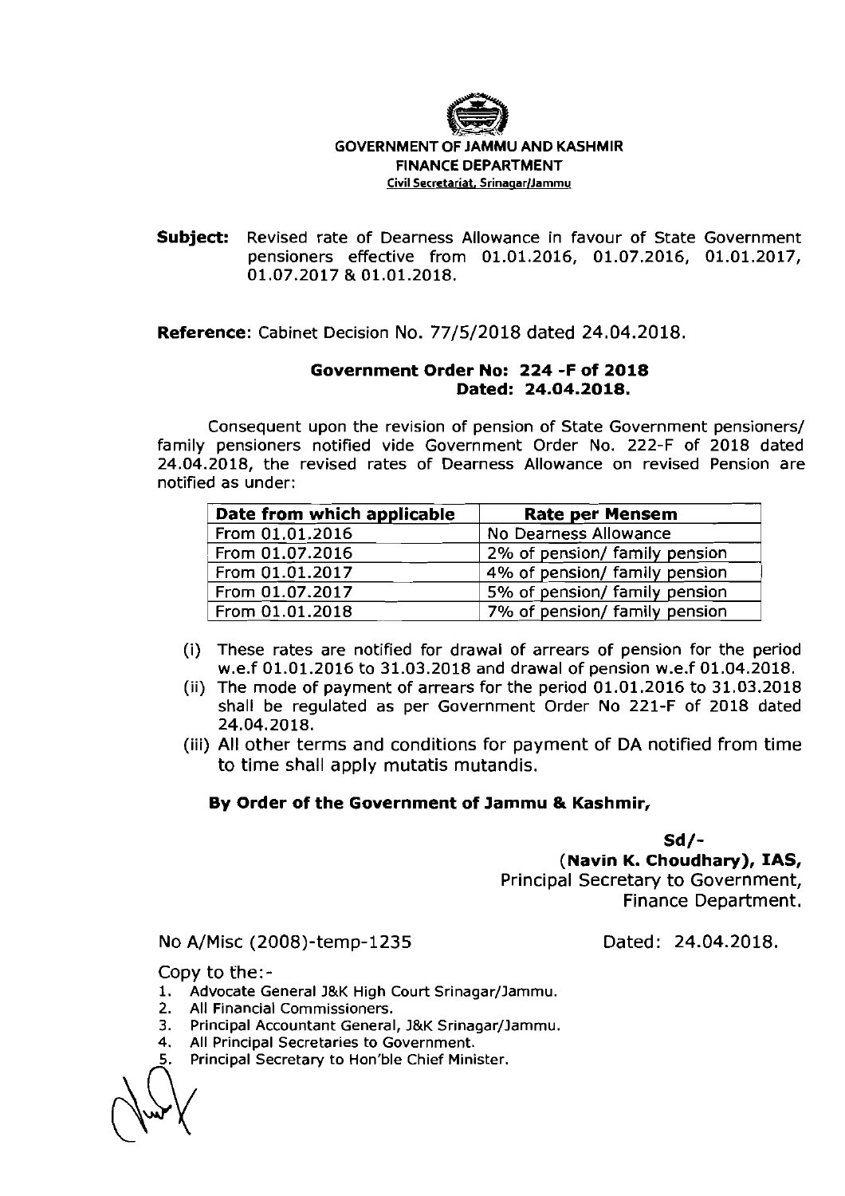**GOVERNMENT OF JAMMU AND KASHMIR**
**FINANCE DEPARTMENT**
Civil Secretariat, Srinagar/Jammu

**Subject:** Revised rate of Dearness Allowance in favour of State Government pensioners effective from 01.01.2016, 01.07.2016, 01.01.2017, 01.07.2017 & 01.01.2018.

**Reference**: Cabinet Decision No. 77/5/2018 dated 24.04.2018.

**Government Order No: 224 -F of 2018**
**Dated: 24.04.2018.**

Consequent upon the revision of pension of State Government pensioners/ family pensioners notified vide Government Order No. 222-F of 2018 dated 24.04.2018, the revised rates of Dearness Allowance on revised Pension are notified as under:

| Date from which applicable | Rate per Mensem |
|---|---|
| From 01.01.2016 | No Dearness Allowance |
| From 01.07.2016 | 2% of pension/ family pension |
| From 01.01.2017 | 4% of pension/ family pension |
| From 01.07.2017 | 5% of pension/ family pension |
| From 01.01.2018 | 7% of pension/ family pension |

(i) These rates are notified for drawal of arrears of pension for the period w.e.f 01.01.2016 to 31.03.2018 and drawal of pension w.e.f 01.04.2018.
(ii) The mode of payment of arrears for the period 01.01.2016 to 31.03.2018 shall be regulated as per Government Order No 221-F of 2018 dated 24.04.2018.
(iii) All other terms and conditions for payment of DA notified from time to time shall apply mutatis mutandis.

**By Order of the Government of Jammu & Kashmir,**

**Sd/-**
**(Navin K. Choudhary), IAS,**
Principal Secretary to Government,
Finance Department.

No A/Misc (2008)-temp-1235 Dated: 24.04.2018.

Copy to the:-
1. Advocate General J&K High Court Srinagar/Jammu.
2. All Financial Commissioners.
3. Principal Accountant General, J&K Srinagar/Jammu.
4. All Principal Secretaries to Government.
5. Principal Secretary to Hon'ble Chief Minister.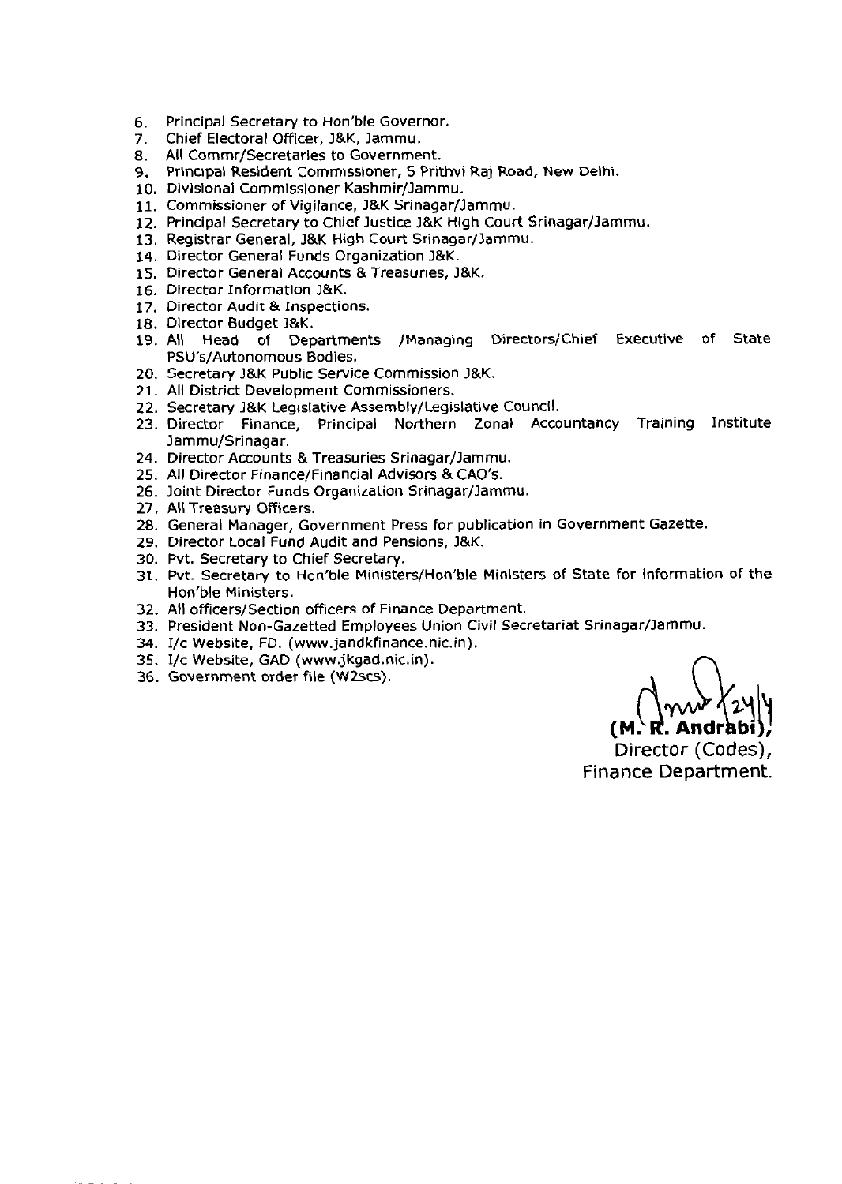6. Principal Secretary to Hon'ble Governor.
7. Chief Electoral Officer, J&K, Jammu.
8. All Commr/Secretaries to Government.
9. Principal Resident Commissioner, 5 Prithvi Raj Road, New Delhi.
10. Divisional Commissioner Kashmir/Jammu.
11. Commissioner of Vigilance, J&K Srinagar/Jammu.
12. Principal Secretary to Chief Justice J&K High Court Srinagar/Jammu.
13. Registrar General, J&K High Court Srinagar/Jammu.
14. Director General Funds Organization J&K.
15. Director General Accounts & Treasuries, J&K.
16. Director Information J&K.
17. Director Audit & Inspections.
18. Director Budget J&K.
19. All Head of Departments /Managing Directors/Chief Executive of State PSU's/Autonomous Bodies.
20. Secretary J&K Public Service Commission J&K.
21. All District Development Commissioners.
22. Secretary J&K Legislative Assembly/Legislative Council.
23. Director Finance, Principal Northern Zonal Accountancy Training Institute Jammu/Srinagar.
24. Director Accounts & Treasuries Srinagar/Jammu.
25. All Director Finance/Financial Advisors & CAO's.
26. Joint Director Funds Organization Srinagar/Jammu.
27. All Treasury Officers.
28. General Manager, Government Press for publication in Government Gazette.
29. Director Local Fund Audit and Pensions, J&K.
30. Pvt. Secretary to Chief Secretary.
31. Pvt. Secretary to Hon'ble Ministers/Hon'ble Ministers of State for information of the Hon'ble Ministers.
32. All officers/Section officers of Finance Department.
33. President Non-Gazetted Employees Union Civil Secretariat Srinagar/Jammu.
34. I/c Website, FD. (www.jandkfinance.nic.in).
35. I/c Website, GAD (www.jkgad.nic.in).
36. Government order file (W2scs).

24/4

**(M. R. Andrabi),**
Director (Codes),
Finance Department.